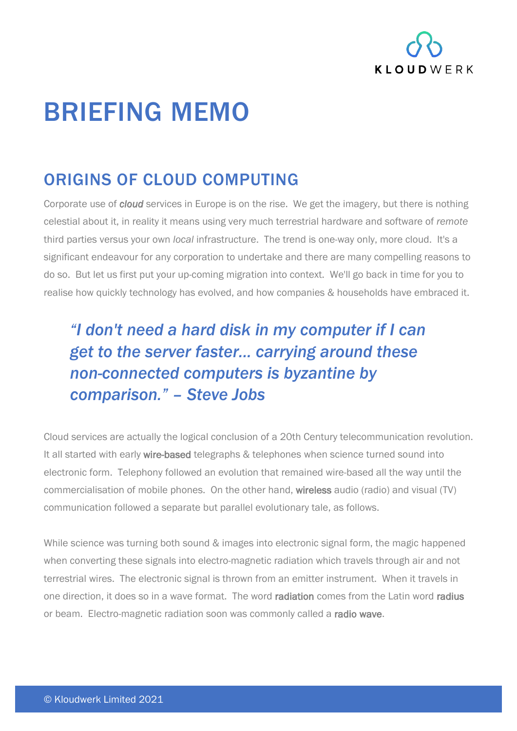# BRIEFING MEMO

## ORIGINS OF CLOUD COMPUTING

Corporate use of ***cloud*** services in Europe is on the rise. We get the imagery, but there is nothing celestial about it, in reality it means using very much terrestrial hardware and software of *remote* third parties versus your own *local* infrastructure. The trend is one-way only, more cloud. It's a significant endeavour for any corporation to undertake and there are many compelling reasons to do so. But let us first put your up-coming migration into context. We'll go back in time for you to realise how quickly technology has evolved, and how companies & households have embraced it.

> *"I don't need a hard disk in my computer if I can get to the server faster… carrying around these non-connected computers is byzantine by comparison." – Steve Jobs*

Cloud services are actually the logical conclusion of a 20th Century telecommunication revolution. It all started with early wire-based telegraphs & telephones when science turned sound into electronic form. Telephony followed an evolution that remained wire-based all the way until the commercialisation of mobile phones. On the other hand, wireless audio (radio) and visual (TV) communication followed a separate but parallel evolutionary tale, as follows.

While science was turning both sound & images into electronic signal form, the magic happened when converting these signals into electro-magnetic radiation which travels through air and not terrestrial wires. The electronic signal is thrown from an emitter instrument. When it travels in one direction, it does so in a wave format. The word radiation comes from the Latin word radius or beam. Electro-magnetic radiation soon was commonly called a radio wave.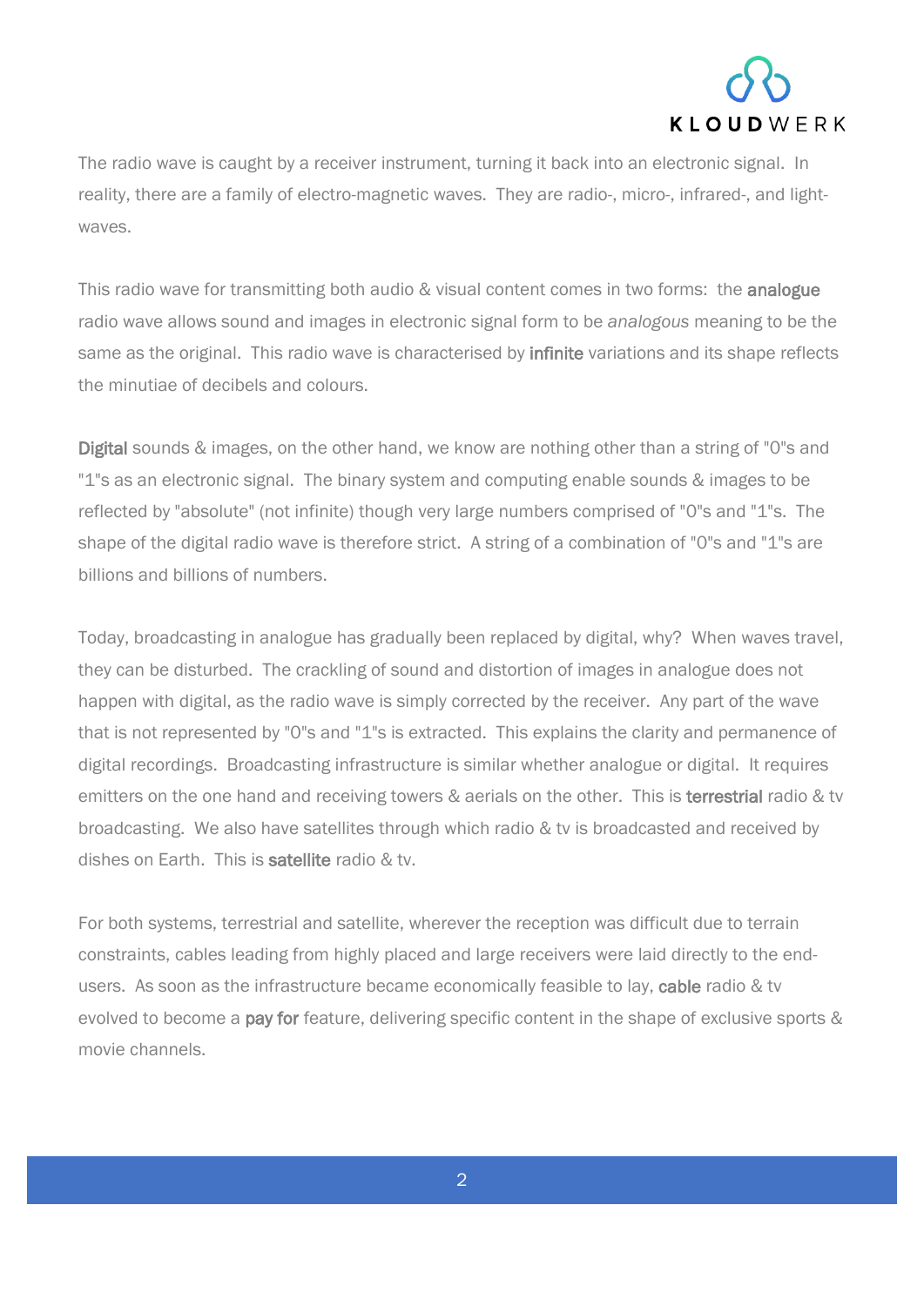The radio wave is caught by a receiver instrument, turning it back into an electronic signal. In reality, there are a family of electro-magnetic waves. They are radio-, micro-, infrared-, and light-waves.

This radio wave for transmitting both audio & visual content comes in two forms: the **analogue** radio wave allows sound and images in electronic signal form to be *analogous* meaning to be the same as the original. This radio wave is characterised by **infinite** variations and its shape reflects the minutiae of decibels and colours.

**Digital** sounds & images, on the other hand, we know are nothing other than a string of "0"s and "1"s as an electronic signal. The binary system and computing enable sounds & images to be reflected by "absolute" (not infinite) though very large numbers comprised of "0"s and "1"s. The shape of the digital radio wave is therefore strict. A string of a combination of "0"s and "1"s are billions and billions of numbers.

Today, broadcasting in analogue has gradually been replaced by digital, why? When waves travel, they can be disturbed. The crackling of sound and distortion of images in analogue does not happen with digital, as the radio wave is simply corrected by the receiver. Any part of the wave that is not represented by "0"s and "1"s is extracted. This explains the clarity and permanence of digital recordings. Broadcasting infrastructure is similar whether analogue or digital. It requires emitters on the one hand and receiving towers & aerials on the other. This is **terrestrial** radio & tv broadcasting. We also have satellites through which radio & tv is broadcasted and received by dishes on Earth. This is **satellite** radio & tv.

For both systems, terrestrial and satellite, wherever the reception was difficult due to terrain constraints, cables leading from highly placed and large receivers were laid directly to the end-users. As soon as the infrastructure became economically feasible to lay, **cable** radio & tv evolved to become a **pay for** feature, delivering specific content in the shape of exclusive sports & movie channels.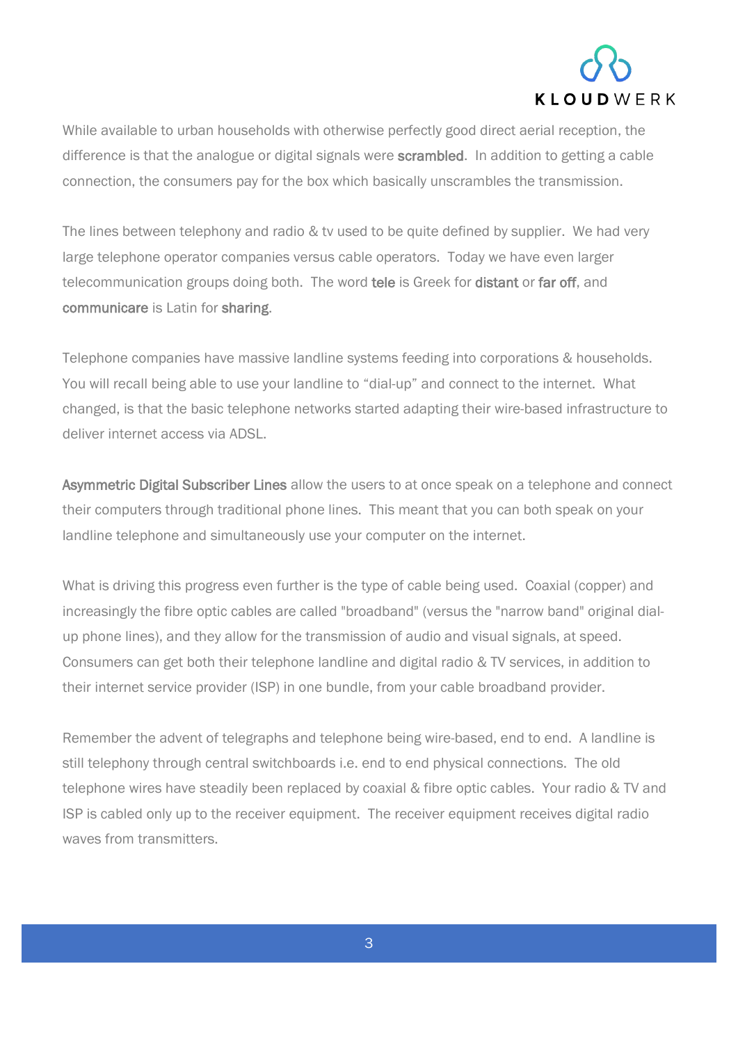While available to urban households with otherwise perfectly good direct aerial reception, the difference is that the analogue or digital signals were **scrambled**. In addition to getting a cable connection, the consumers pay for the box which basically unscrambles the transmission.

The lines between telephony and radio & tv used to be quite defined by supplier. We had very large telephone operator companies versus cable operators. Today we have even larger telecommunication groups doing both. The word **tele** is Greek for **distant** or **far off**, and **communicare** is Latin for **sharing**.

Telephone companies have massive landline systems feeding into corporations & households. You will recall being able to use your landline to "dial-up" and connect to the internet. What changed, is that the basic telephone networks started adapting their wire-based infrastructure to deliver internet access via ADSL.

**Asymmetric Digital Subscriber Lines** allow the users to at once speak on a telephone and connect their computers through traditional phone lines. This meant that you can both speak on your landline telephone and simultaneously use your computer on the internet.

What is driving this progress even further is the type of cable being used. Coaxial (copper) and increasingly the fibre optic cables are called "broadband" (versus the "narrow band" original dial-up phone lines), and they allow for the transmission of audio and visual signals, at speed. Consumers can get both their telephone landline and digital radio & TV services, in addition to their internet service provider (ISP) in one bundle, from your cable broadband provider.

Remember the advent of telegraphs and telephone being wire-based, end to end. A landline is still telephony through central switchboards i.e. end to end physical connections. The old telephone wires have steadily been replaced by coaxial & fibre optic cables. Your radio & TV and ISP is cabled only up to the receiver equipment. The receiver equipment receives digital radio waves from transmitters.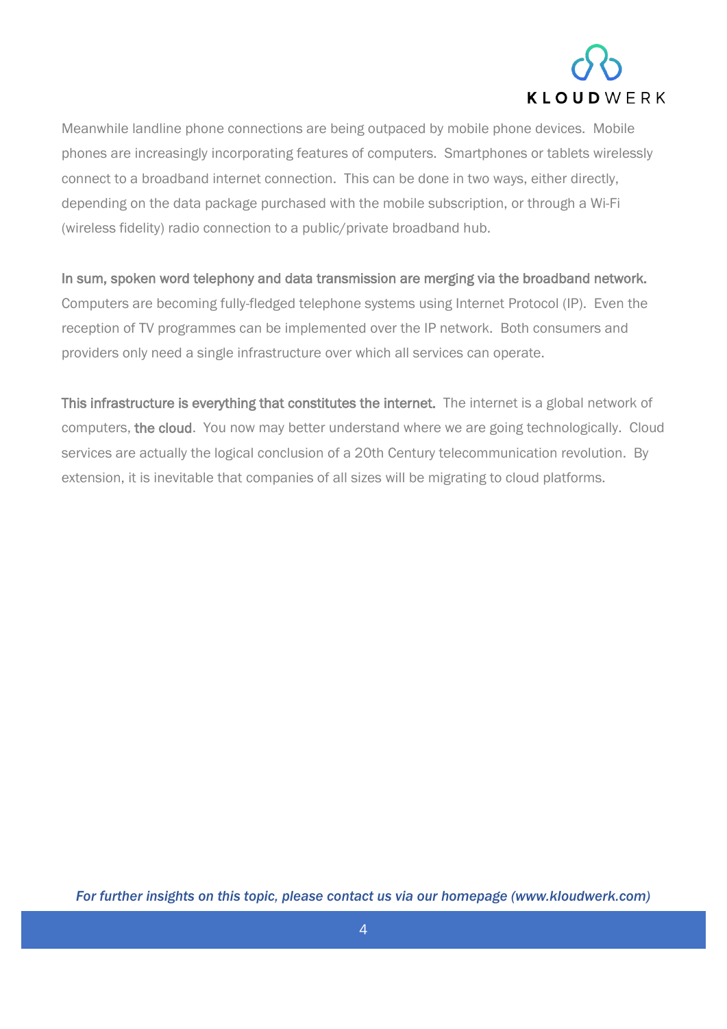Meanwhile landline phone connections are being outpaced by mobile phone devices. Mobile phones are increasingly incorporating features of computers. Smartphones or tablets wirelessly connect to a broadband internet connection. This can be done in two ways, either directly, depending on the data package purchased with the mobile subscription, or through a Wi-Fi (wireless fidelity) radio connection to a public/private broadband hub.

**In sum, spoken word telephony and data transmission are merging via the broadband network.** Computers are becoming fully-fledged telephone systems using Internet Protocol (IP). Even the reception of TV programmes can be implemented over the IP network. Both consumers and providers only need a single infrastructure over which all services can operate.

**This infrastructure is everything that constitutes the internet.** The internet is a global network of computers, **the cloud**. You now may better understand where we are going technologically. Cloud services are actually the logical conclusion of a 20th Century telecommunication revolution. By extension, it is inevitable that companies of all sizes will be migrating to cloud platforms.

*For further insights on this topic, please contact us via our homepage (www.kloudwerk.com)*